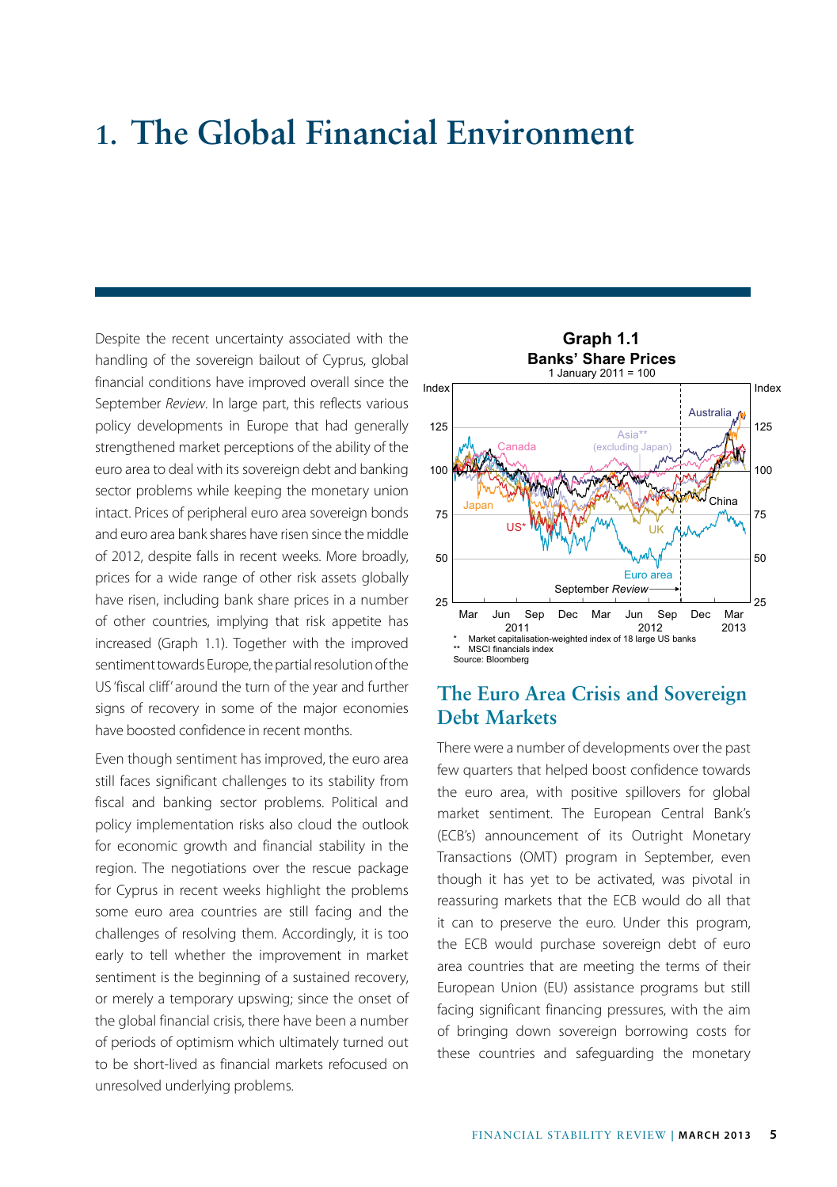# 1. The Global Financial Environment

Despite the recent uncertainty associated with the handling of the sovereign bailout of Cyprus, global financial conditions have improved overall since the September *Review*. In large part, this reflects various policy developments in Europe that had generally strengthened market perceptions of the ability of the euro area to deal with its sovereign debt and banking sector problems while keeping the monetary union intact. Prices of peripheral euro area sovereign bonds and euro area bank shares have risen since the middle of 2012, despite falls in recent weeks. More broadly, prices for a wide range of other risk assets globally have risen, including bank share prices in a number of other countries, implying that risk appetite has increased (Graph 1.1). Together with the improved sentiment towards Europe, the partial resolution of the US 'fiscal cliff' around the turn of the year and further signs of recovery in some of the major economies have boosted confidence in recent months.

Even though sentiment has improved, the euro area still faces significant challenges to its stability from fiscal and banking sector problems. Political and policy implementation risks also cloud the outlook for economic growth and financial stability in the region. The negotiations over the rescue package for Cyprus in recent weeks highlight the problems some euro area countries are still facing and the challenges of resolving them. Accordingly, it is too early to tell whether the improvement in market sentiment is the beginning of a sustained recovery, or merely a temporary upswing; since the onset of the global financial crisis, there have been a number of periods of optimism which ultimately turned out to be short-lived as financial markets refocused on unresolved underlying problems.

**Graph 1.1**
**Banks' Share Prices**
1 January 2011 = 100

\* Market capitalisation-weighted index of 18 large US banks
\*\* MSCI financials index
Source: Bloomberg

## The Euro Area Crisis and Sovereign Debt Markets

There were a number of developments over the past few quarters that helped boost confidence towards the euro area, with positive spillovers for global market sentiment. The European Central Bank's (ECB's) announcement of its Outright Monetary Transactions (OMT) program in September, even though it has yet to be activated, was pivotal in reassuring markets that the ECB would do all that it can to preserve the euro. Under this program, the ECB would purchase sovereign debt of euro area countries that are meeting the terms of their European Union (EU) assistance programs but still facing significant financing pressures, with the aim of bringing down sovereign borrowing costs for these countries and safeguarding the monetary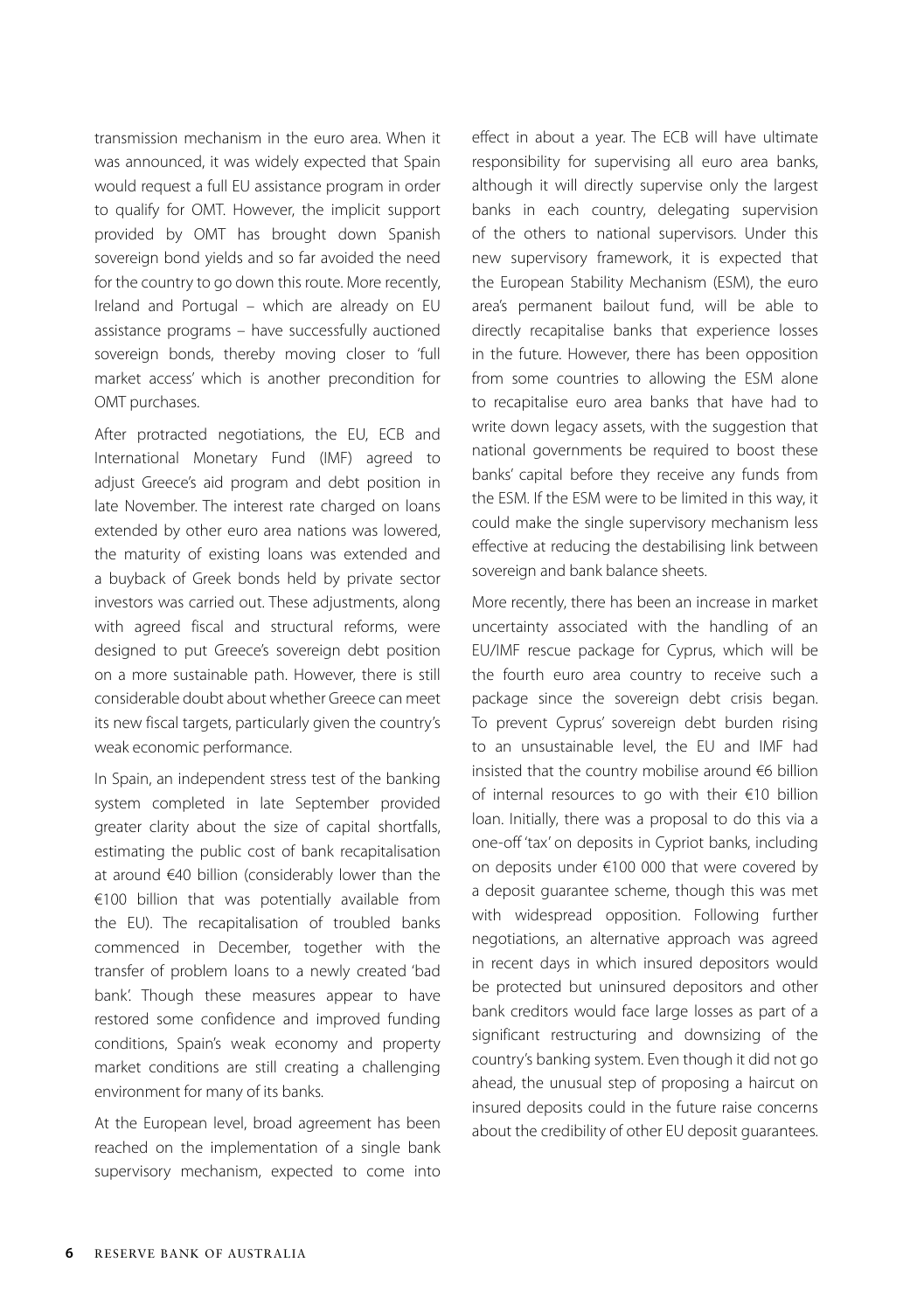transmission mechanism in the euro area. When it was announced, it was widely expected that Spain would request a full EU assistance program in order to qualify for OMT. However, the implicit support provided by OMT has brought down Spanish sovereign bond yields and so far avoided the need for the country to go down this route. More recently, Ireland and Portugal – which are already on EU assistance programs – have successfully auctioned sovereign bonds, thereby moving closer to 'full market access' which is another precondition for OMT purchases.

After protracted negotiations, the EU, ECB and International Monetary Fund (IMF) agreed to adjust Greece's aid program and debt position in late November. The interest rate charged on loans extended by other euro area nations was lowered, the maturity of existing loans was extended and a buyback of Greek bonds held by private sector investors was carried out. These adjustments, along with agreed fiscal and structural reforms, were designed to put Greece's sovereign debt position on a more sustainable path. However, there is still considerable doubt about whether Greece can meet its new fiscal targets, particularly given the country's weak economic performance.

In Spain, an independent stress test of the banking system completed in late September provided greater clarity about the size of capital shortfalls, estimating the public cost of bank recapitalisation at around €40 billion (considerably lower than the €100 billion that was potentially available from the EU). The recapitalisation of troubled banks commenced in December, together with the transfer of problem loans to a newly created 'bad bank'. Though these measures appear to have restored some confidence and improved funding conditions, Spain's weak economy and property market conditions are still creating a challenging environment for many of its banks.

At the European level, broad agreement has been reached on the implementation of a single bank supervisory mechanism, expected to come into effect in about a year. The ECB will have ultimate responsibility for supervising all euro area banks, although it will directly supervise only the largest banks in each country, delegating supervision of the others to national supervisors. Under this new supervisory framework, it is expected that the European Stability Mechanism (ESM), the euro area's permanent bailout fund, will be able to directly recapitalise banks that experience losses in the future. However, there has been opposition from some countries to allowing the ESM alone to recapitalise euro area banks that have had to write down legacy assets, with the suggestion that national governments be required to boost these banks' capital before they receive any funds from the ESM. If the ESM were to be limited in this way, it could make the single supervisory mechanism less effective at reducing the destabilising link between sovereign and bank balance sheets.

More recently, there has been an increase in market uncertainty associated with the handling of an EU/IMF rescue package for Cyprus, which will be the fourth euro area country to receive such a package since the sovereign debt crisis began. To prevent Cyprus' sovereign debt burden rising to an unsustainable level, the EU and IMF had insisted that the country mobilise around €6 billion of internal resources to go with their €10 billion loan. Initially, there was a proposal to do this via a one-off 'tax' on deposits in Cypriot banks, including on deposits under €100 000 that were covered by a deposit guarantee scheme, though this was met with widespread opposition. Following further negotiations, an alternative approach was agreed in recent days in which insured depositors would be protected but uninsured depositors and other bank creditors would face large losses as part of a significant restructuring and downsizing of the country's banking system. Even though it did not go ahead, the unusual step of proposing a haircut on insured deposits could in the future raise concerns about the credibility of other EU deposit guarantees.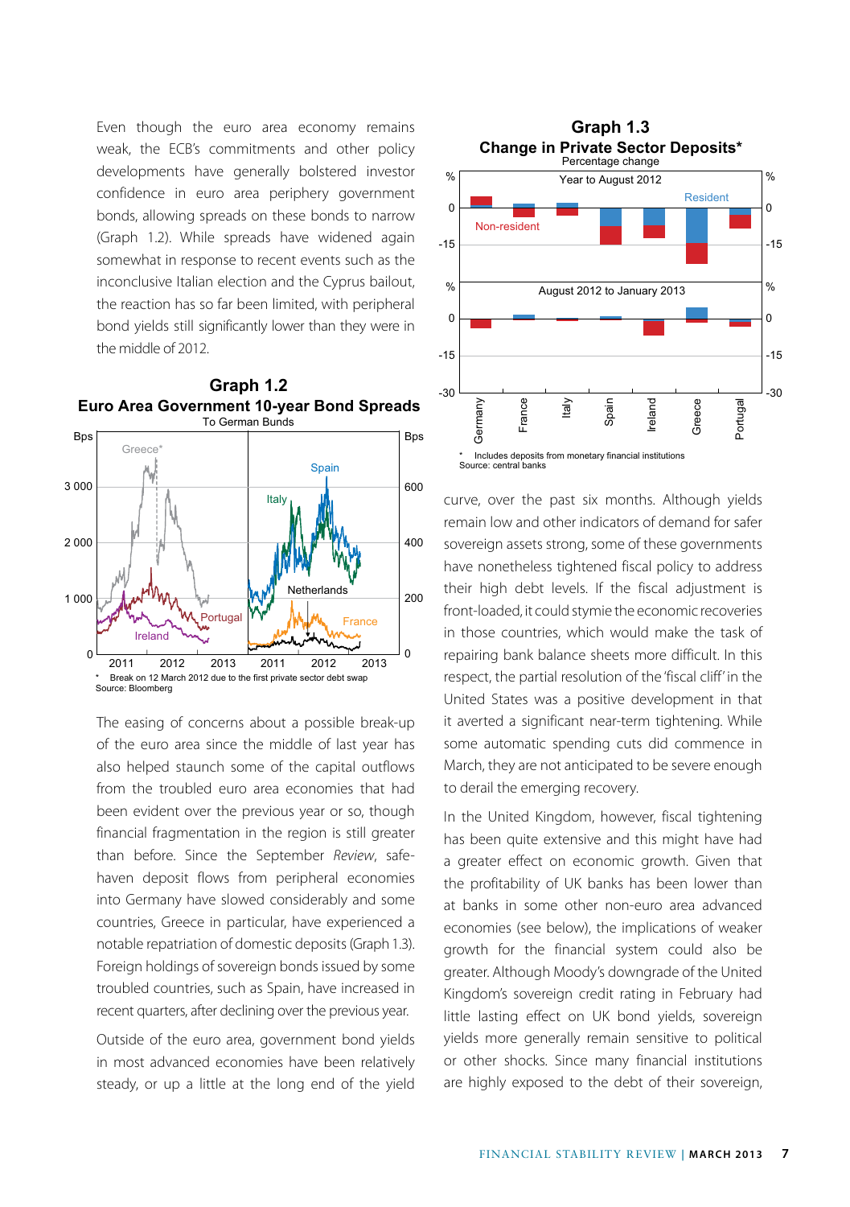Even though the euro area economy remains weak, the ECB's commitments and other policy developments have generally bolstered investor confidence in euro area periphery government bonds, allowing spreads on these bonds to narrow (Graph 1.2). While spreads have widened again somewhat in response to recent events such as the inconclusive Italian election and the Cyprus bailout, the reaction has so far been limited, with peripheral bond yields still significantly lower than they were in the middle of 2012.

### Graph 1.2
**Euro Area Government 10-year Bond Spreads**
To German Bunds

\* Break on 12 March 2012 due to the first private sector debt swap
Source: Bloomberg

The easing of concerns about a possible break-up of the euro area since the middle of last year has also helped staunch some of the capital outflows from the troubled euro area economies that had been evident over the previous year or so, though financial fragmentation in the region is still greater than before. Since the September *Review*, safe-haven deposit flows from peripheral economies into Germany have slowed considerably and some countries, Greece in particular, have experienced a notable repatriation of domestic deposits (Graph 1.3). Foreign holdings of sovereign bonds issued by some troubled countries, such as Spain, have increased in recent quarters, after declining over the previous year.

Outside of the euro area, government bond yields in most advanced economies have been relatively steady, or up a little at the long end of the yield

### Graph 1.3
**Change in Private Sector Deposits***
Percentage change

\* Includes deposits from monetary financial institutions
Source: central banks

curve, over the past six months. Although yields remain low and other indicators of demand for safer sovereign assets strong, some of these governments have nonetheless tightened fiscal policy to address their high debt levels. If the fiscal adjustment is front-loaded, it could stymie the economic recoveries in those countries, which would make the task of repairing bank balance sheets more difficult. In this respect, the partial resolution of the 'fiscal cliff' in the United States was a positive development in that it averted a significant near-term tightening. While some automatic spending cuts did commence in March, they are not anticipated to be severe enough to derail the emerging recovery.

In the United Kingdom, however, fiscal tightening has been quite extensive and this might have had a greater effect on economic growth. Given that the profitability of UK banks has been lower than at banks in some other non-euro area advanced economies (see below), the implications of weaker growth for the financial system could also be greater. Although Moody's downgrade of the United Kingdom's sovereign credit rating in February had little lasting effect on UK bond yields, sovereign yields more generally remain sensitive to political or other shocks. Since many financial institutions are highly exposed to the debt of their sovereign,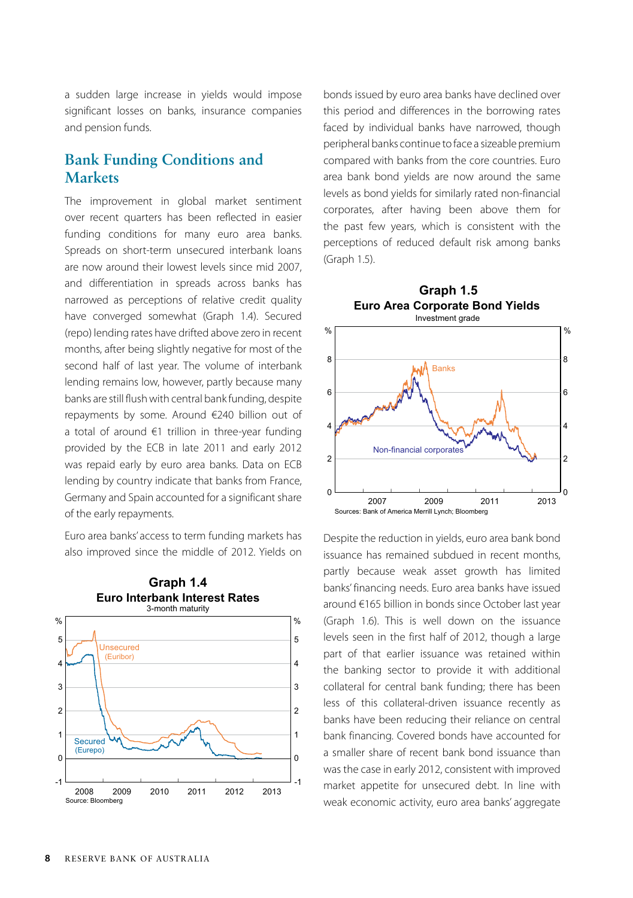a sudden large increase in yields would impose significant losses on banks, insurance companies and pension funds.

## Bank Funding Conditions and Markets

The improvement in global market sentiment over recent quarters has been reflected in easier funding conditions for many euro area banks. Spreads on short-term unsecured interbank loans are now around their lowest levels since mid 2007, and differentiation in spreads across banks has narrowed as perceptions of relative credit quality have converged somewhat (Graph 1.4). Secured (repo) lending rates have drifted above zero in recent months, after being slightly negative for most of the second half of last year. The volume of interbank lending remains low, however, partly because many banks are still flush with central bank funding, despite repayments by some. Around €240 billion out of a total of around €1 trillion in three-year funding provided by the ECB in late 2011 and early 2012 was repaid early by euro area banks. Data on ECB lending by country indicate that banks from France, Germany and Spain accounted for a significant share of the early repayments.

Euro area banks' access to term funding markets has also improved since the middle of 2012. Yields on bonds issued by euro area banks have declined over this period and differences in the borrowing rates faced by individual banks have narrowed, though peripheral banks continue to face a sizeable premium compared with banks from the core countries. Euro area bank bond yields are now around the same levels as bond yields for similarly rated non-financial corporates, after having been above them for the past few years, which is consistent with the perceptions of reduced default risk among banks (Graph 1.5).

**Graph 1.4**
**Euro Interbank Interest Rates**
3-month maturity

Source: Bloomberg

**Graph 1.5**
**Euro Area Corporate Bond Yields**
Investment grade

Sources: Bank of America Merrill Lynch; Bloomberg

Despite the reduction in yields, euro area bank bond issuance has remained subdued in recent months, partly because weak asset growth has limited banks' financing needs. Euro area banks have issued around €165 billion in bonds since October last year (Graph 1.6). This is well down on the issuance levels seen in the first half of 2012, though a large part of that earlier issuance was retained within the banking sector to provide it with additional collateral for central bank funding; there has been less of this collateral-driven issuance recently as banks have been reducing their reliance on central bank financing. Covered bonds have accounted for a smaller share of recent bank bond issuance than was the case in early 2012, consistent with improved market appetite for unsecured debt. In line with weak economic activity, euro area banks' aggregate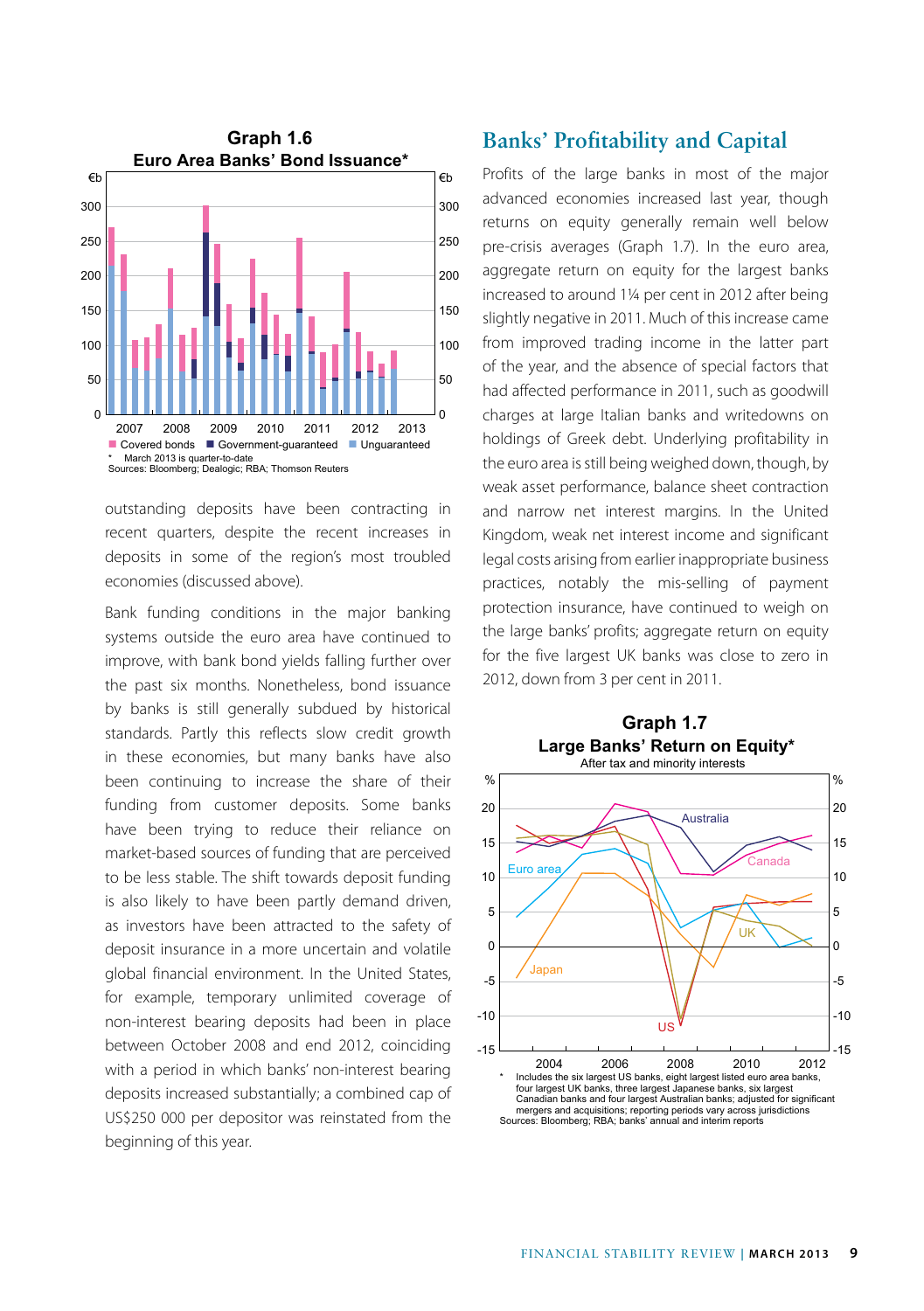**Graph 1.6**
**Euro Area Banks' Bond Issuance***

Legend: Covered bonds; Government-guaranteed; Unguaranteed

\* March 2013 is quarter-to-date

Sources: Bloomberg; Dealogic; RBA; Thomson Reuters

outstanding deposits have been contracting in recent quarters, despite the recent increases in deposits in some of the region's most troubled economies (discussed above).

Bank funding conditions in the major banking systems outside the euro area have continued to improve, with bank bond yields falling further over the past six months. Nonetheless, bond issuance by banks is still generally subdued by historical standards. Partly this reflects slow credit growth in these economies, but many banks have also been continuing to increase the share of their funding from customer deposits. Some banks have been trying to reduce their reliance on market-based sources of funding that are perceived to be less stable. The shift towards deposit funding is also likely to have been partly demand driven, as investors have been attracted to the safety of deposit insurance in a more uncertain and volatile global financial environment. In the United States, for example, temporary unlimited coverage of non-interest bearing deposits had been in place between October 2008 and end 2012, coinciding with a period in which banks' non-interest bearing deposits increased substantially; a combined cap of US$250 000 per depositor was reinstated from the beginning of this year.

## Banks' Profitability and Capital

Profits of the large banks in most of the major advanced economies increased last year, though returns on equity generally remain well below pre-crisis averages (Graph 1.7). In the euro area, aggregate return on equity for the largest banks increased to around 1¼ per cent in 2012 after being slightly negative in 2011. Much of this increase came from improved trading income in the latter part of the year, and the absence of special factors that had affected performance in 2011, such as goodwill charges at large Italian banks and writedowns on holdings of Greek debt. Underlying profitability in the euro area is still being weighed down, though, by weak asset performance, balance sheet contraction and narrow net interest margins. In the United Kingdom, weak net interest income and significant legal costs arising from earlier inappropriate business practices, notably the mis-selling of payment protection insurance, have continued to weigh on the large banks' profits; aggregate return on equity for the five largest UK banks was close to zero in 2012, down from 3 per cent in 2011.

**Graph 1.7**
**Large Banks' Return on Equity***
After tax and minority interests

\* Includes the six largest US banks, eight largest listed euro area banks, four largest UK banks, three largest Japanese banks, six largest Canadian banks and four largest Australian banks; adjusted for significant mergers and acquisitions; reporting periods vary across jurisdictions

Sources: Bloomberg; RBA; banks' annual and interim reports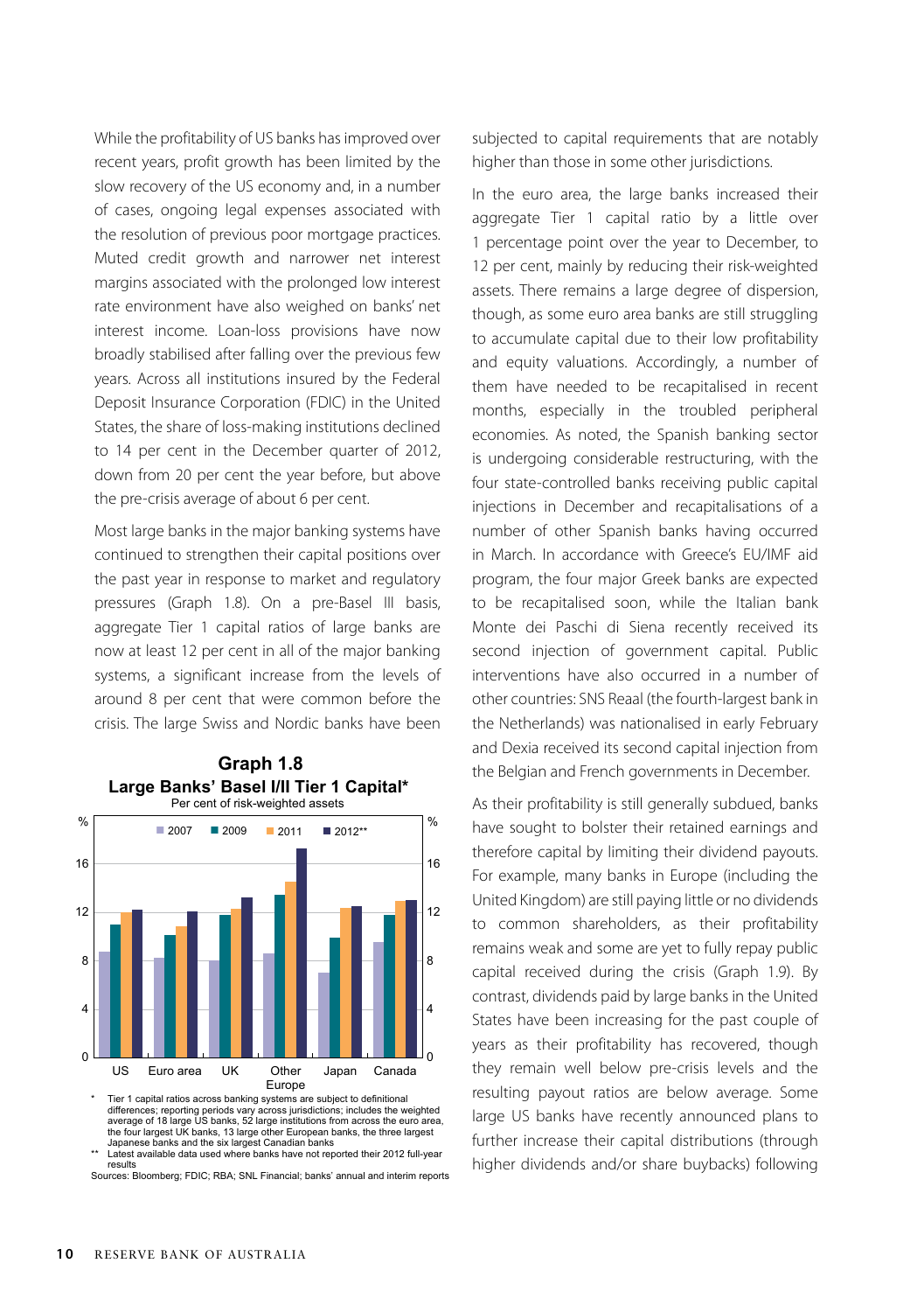While the profitability of US banks has improved over recent years, profit growth has been limited by the slow recovery of the US economy and, in a number of cases, ongoing legal expenses associated with the resolution of previous poor mortgage practices. Muted credit growth and narrower net interest margins associated with the prolonged low interest rate environment have also weighed on banks' net interest income. Loan-loss provisions have now broadly stabilised after falling over the previous few years. Across all institutions insured by the Federal Deposit Insurance Corporation (FDIC) in the United States, the share of loss-making institutions declined to 14 per cent in the December quarter of 2012, down from 20 per cent the year before, but above the pre-crisis average of about 6 per cent.

Most large banks in the major banking systems have continued to strengthen their capital positions over the past year in response to market and regulatory pressures (Graph 1.8). On a pre-Basel III basis, aggregate Tier 1 capital ratios of large banks are now at least 12 per cent in all of the major banking systems, a significant increase from the levels of around 8 per cent that were common before the crisis. The large Swiss and Nordic banks have been subjected to capital requirements that are notably higher than those in some other jurisdictions.

**Graph 1.8**
**Large Banks' Basel I/II Tier 1 Capital***
Per cent of risk-weighted assets

\* Tier 1 capital ratios across banking systems are subject to definitional differences; reporting periods vary across jurisdictions; includes the weighted average of 18 large US banks, 52 large institutions from across the euro area, the four largest UK banks, 13 large other European banks, the three largest Japanese banks and the six largest Canadian banks

\*\* Latest available data used where banks have not reported their 2012 full-year results

Sources: Bloomberg; FDIC; RBA; SNL Financial; banks' annual and interim reports

In the euro area, the large banks increased their aggregate Tier 1 capital ratio by a little over 1 percentage point over the year to December, to 12 per cent, mainly by reducing their risk-weighted assets. There remains a large degree of dispersion, though, as some euro area banks are still struggling to accumulate capital due to their low profitability and equity valuations. Accordingly, a number of them have needed to be recapitalised in recent months, especially in the troubled peripheral economies. As noted, the Spanish banking sector is undergoing considerable restructuring, with the four state-controlled banks receiving public capital injections in December and recapitalisations of a number of other Spanish banks having occurred in March. In accordance with Greece's EU/IMF aid program, the four major Greek banks are expected to be recapitalised soon, while the Italian bank Monte dei Paschi di Siena recently received its second injection of government capital. Public interventions have also occurred in a number of other countries: SNS Reaal (the fourth-largest bank in the Netherlands) was nationalised in early February and Dexia received its second capital injection from the Belgian and French governments in December.

As their profitability is still generally subdued, banks have sought to bolster their retained earnings and therefore capital by limiting their dividend payouts. For example, many banks in Europe (including the United Kingdom) are still paying little or no dividends to common shareholders, as their profitability remains weak and some are yet to fully repay public capital received during the crisis (Graph 1.9). By contrast, dividends paid by large banks in the United States have been increasing for the past couple of years as their profitability has recovered, though they remain well below pre-crisis levels and the resulting payout ratios are below average. Some large US banks have recently announced plans to further increase their capital distributions (through higher dividends and/or share buybacks) following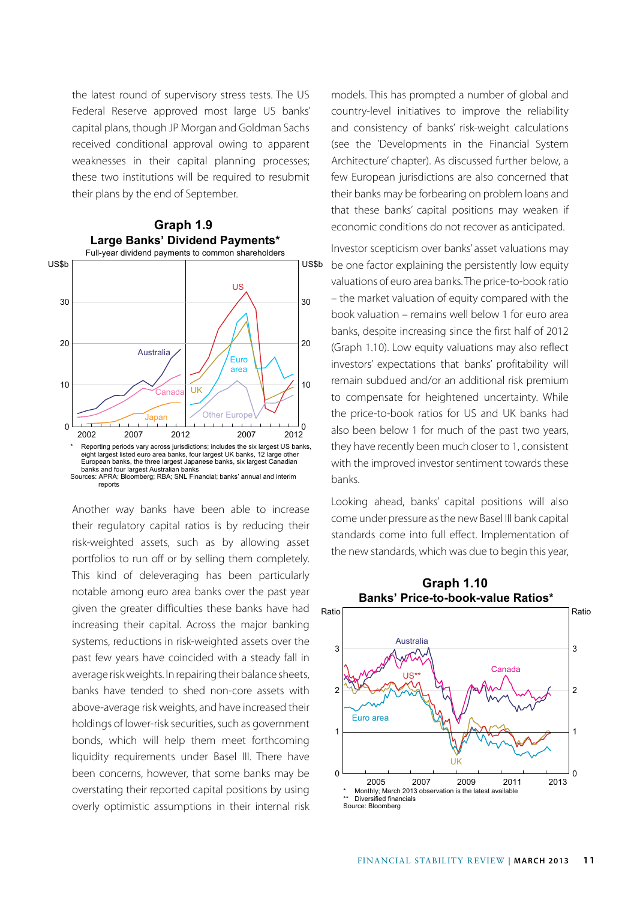the latest round of supervisory stress tests. The US Federal Reserve approved most large US banks' capital plans, though JP Morgan and Goldman Sachs received conditional approval owing to apparent weaknesses in their capital planning processes; these two institutions will be required to resubmit their plans by the end of September.

**Graph 1.9**
**Large Banks' Dividend Payments***
Full-year dividend payments to common shareholders

\* Reporting periods vary across jurisdictions; includes the six largest US banks, eight largest listed euro area banks, four largest UK banks, 12 large other European banks, the three largest Japanese banks, six largest Canadian banks and four largest Australian banks

Sources: APRA; Bloomberg; RBA; SNL Financial; banks' annual and interim reports

Another way banks have been able to increase their regulatory capital ratios is by reducing their risk-weighted assets, such as by allowing asset portfolios to run off or by selling them completely. This kind of deleveraging has been particularly notable among euro area banks over the past year given the greater difficulties these banks have had increasing their capital. Across the major banking systems, reductions in risk-weighted assets over the past few years have coincided with a steady fall in average risk weights. In repairing their balance sheets, banks have tended to shed non-core assets with above-average risk weights, and have increased their holdings of lower-risk securities, such as government bonds, which will help them meet forthcoming liquidity requirements under Basel III. There have been concerns, however, that some banks may be overstating their reported capital positions by using overly optimistic assumptions in their internal risk models. This has prompted a number of global and country-level initiatives to improve the reliability and consistency of banks' risk-weight calculations (see the 'Developments in the Financial System Architecture' chapter). As discussed further below, a few European jurisdictions are also concerned that their banks may be forbearing on problem loans and that these banks' capital positions may weaken if economic conditions do not recover as anticipated.

Investor scepticism over banks' asset valuations may be one factor explaining the persistently low equity valuations of euro area banks. The price-to-book ratio – the market valuation of equity compared with the book valuation – remains well below 1 for euro area banks, despite increasing since the first half of 2012 (Graph 1.10). Low equity valuations may also reflect investors' expectations that banks' profitability will remain subdued and/or an additional risk premium to compensate for heightened uncertainty. While the price-to-book ratios for US and UK banks had also been below 1 for much of the past two years, they have recently been much closer to 1, consistent with the improved investor sentiment towards these banks.

Looking ahead, banks' capital positions will also come under pressure as the new Basel III bank capital standards come into full effect. Implementation of the new standards, which was due to begin this year,

**Graph 1.10**
**Banks' Price-to-book-value Ratios***

\* Monthly; March 2013 observation is the latest available
\*\* Diversified financials
Source: Bloomberg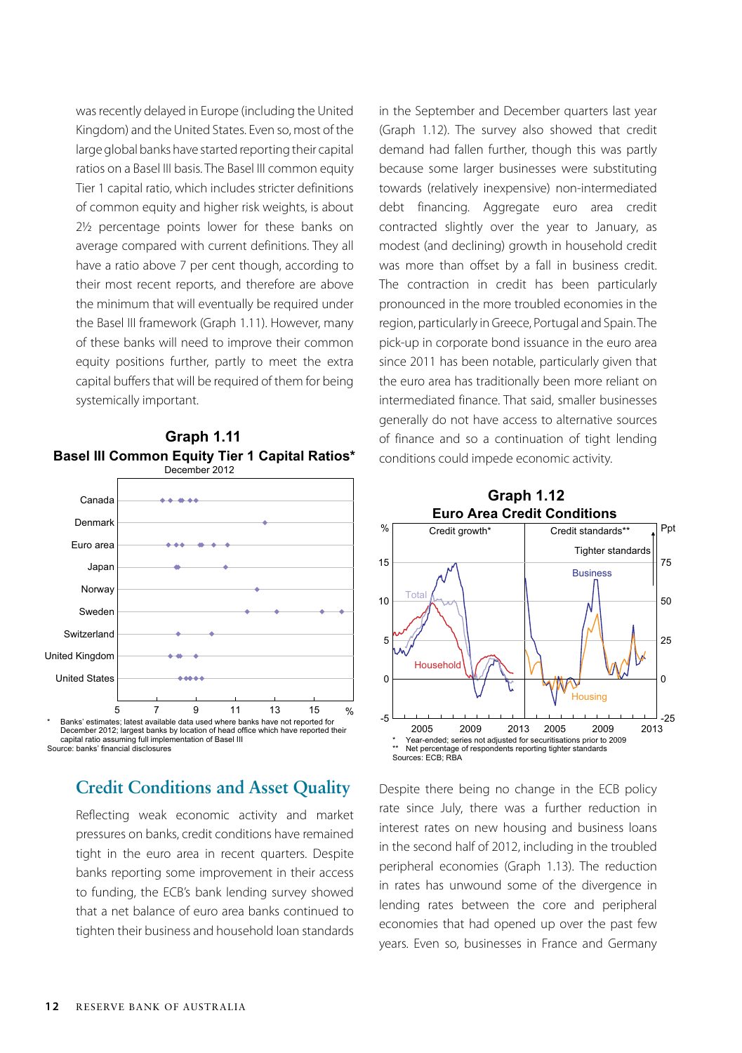was recently delayed in Europe (including the United Kingdom) and the United States. Even so, most of the large global banks have started reporting their capital ratios on a Basel III basis. The Basel III common equity Tier 1 capital ratio, which includes stricter definitions of common equity and higher risk weights, is about 2½ percentage points lower for these banks on average compared with current definitions. They all have a ratio above 7 per cent though, according to their most recent reports, and therefore are above the minimum that will eventually be required under the Basel III framework (Graph 1.11). However, many of these banks will need to improve their common equity positions further, partly to meet the extra capital buffers that will be required of them for being systemically important.

**Graph 1.11**
**Basel III Common Equity Tier 1 Capital Ratios***
December 2012

\* Banks' estimates; latest available data used where banks have not reported for December 2012; largest banks by location of head office which have reported their capital ratio assuming full implementation of Basel III
Source: banks' financial disclosures

## Credit Conditions and Asset Quality

Reflecting weak economic activity and market pressures on banks, credit conditions have remained tight in the euro area in recent quarters. Despite banks reporting some improvement in their access to funding, the ECB's bank lending survey showed that a net balance of euro area banks continued to tighten their business and household loan standards in the September and December quarters last year (Graph 1.12). The survey also showed that credit demand had fallen further, though this was partly because some larger businesses were substituting towards (relatively inexpensive) non-intermediated debt financing. Aggregate euro area credit contracted slightly over the year to January, as modest (and declining) growth in household credit was more than offset by a fall in business credit. The contraction in credit has been particularly pronounced in the more troubled economies in the region, particularly in Greece, Portugal and Spain. The pick-up in corporate bond issuance in the euro area since 2011 has been notable, particularly given that the euro area has traditionally been more reliant on intermediated finance. That said, smaller businesses generally do not have access to alternative sources of finance and so a continuation of tight lending conditions could impede economic activity.

**Graph 1.12**
**Euro Area Credit Conditions**

\* Year-ended; series not adjusted for securitisations prior to 2009
\*\* Net percentage of respondents reporting tighter standards
Sources: ECB; RBA

Despite there being no change in the ECB policy rate since July, there was a further reduction in interest rates on new housing and business loans in the second half of 2012, including in the troubled peripheral economies (Graph 1.13). The reduction in rates has unwound some of the divergence in lending rates between the core and peripheral economies that had opened up over the past few years. Even so, businesses in France and Germany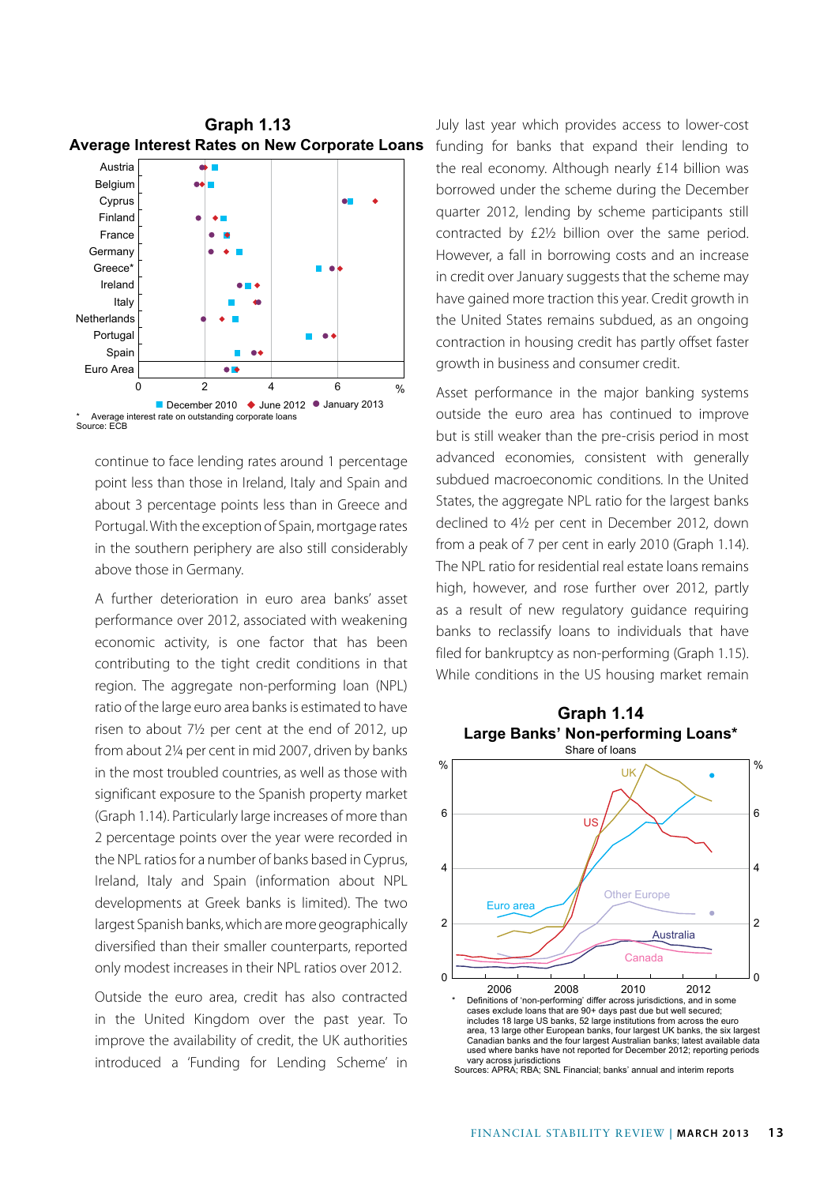**Graph 1.13**
**Average Interest Rates on New Corporate Loans**

\* Average interest rate on outstanding corporate loans

Source: ECB

continue to face lending rates around 1 percentage point less than those in Ireland, Italy and Spain and about 3 percentage points less than in Greece and Portugal. With the exception of Spain, mortgage rates in the southern periphery are also still considerably above those in Germany.

A further deterioration in euro area banks' asset performance over 2012, associated with weakening economic activity, is one factor that has been contributing to the tight credit conditions in that region. The aggregate non-performing loan (NPL) ratio of the large euro area banks is estimated to have risen to about 7½ per cent at the end of 2012, up from about 2¼ per cent in mid 2007, driven by banks in the most troubled countries, as well as those with significant exposure to the Spanish property market (Graph 1.14). Particularly large increases of more than 2 percentage points over the year were recorded in the NPL ratios for a number of banks based in Cyprus, Ireland, Italy and Spain (information about NPL developments at Greek banks is limited). The two largest Spanish banks, which are more geographically diversified than their smaller counterparts, reported only modest increases in their NPL ratios over 2012.

Outside the euro area, credit has also contracted in the United Kingdom over the past year. To improve the availability of credit, the UK authorities introduced a 'Funding for Lending Scheme' in July last year which provides access to lower-cost funding for banks that expand their lending to the real economy. Although nearly £14 billion was borrowed under the scheme during the December quarter 2012, lending by scheme participants still contracted by £2½ billion over the same period. However, a fall in borrowing costs and an increase in credit over January suggests that the scheme may have gained more traction this year. Credit growth in the United States remains subdued, as an ongoing contraction in housing credit has partly offset faster growth in business and consumer credit.

Asset performance in the major banking systems outside the euro area has continued to improve but is still weaker than the pre-crisis period in most advanced economies, consistent with generally subdued macroeconomic conditions. In the United States, the aggregate NPL ratio for the largest banks declined to 4½ per cent in December 2012, down from a peak of 7 per cent in early 2010 (Graph 1.14). The NPL ratio for residential real estate loans remains high, however, and rose further over 2012, partly as a result of new regulatory guidance requiring banks to reclassify loans to individuals that have filed for bankruptcy as non-performing (Graph 1.15). While conditions in the US housing market remain

**Graph 1.14**
**Large Banks' Non-performing Loans\***
Share of loans

\* Definitions of 'non-performing' differ across jurisdictions, and in some cases exclude loans that are 90+ days past due but well secured; includes 18 large US banks, 52 large institutions from across the euro area, 13 large other European banks, four largest UK banks, the six largest Canadian banks and the four largest Australian banks; latest available data used where banks have not reported for December 2012; reporting periods vary across jurisdictions

Sources: APRA; RBA; SNL Financial; banks' annual and interim reports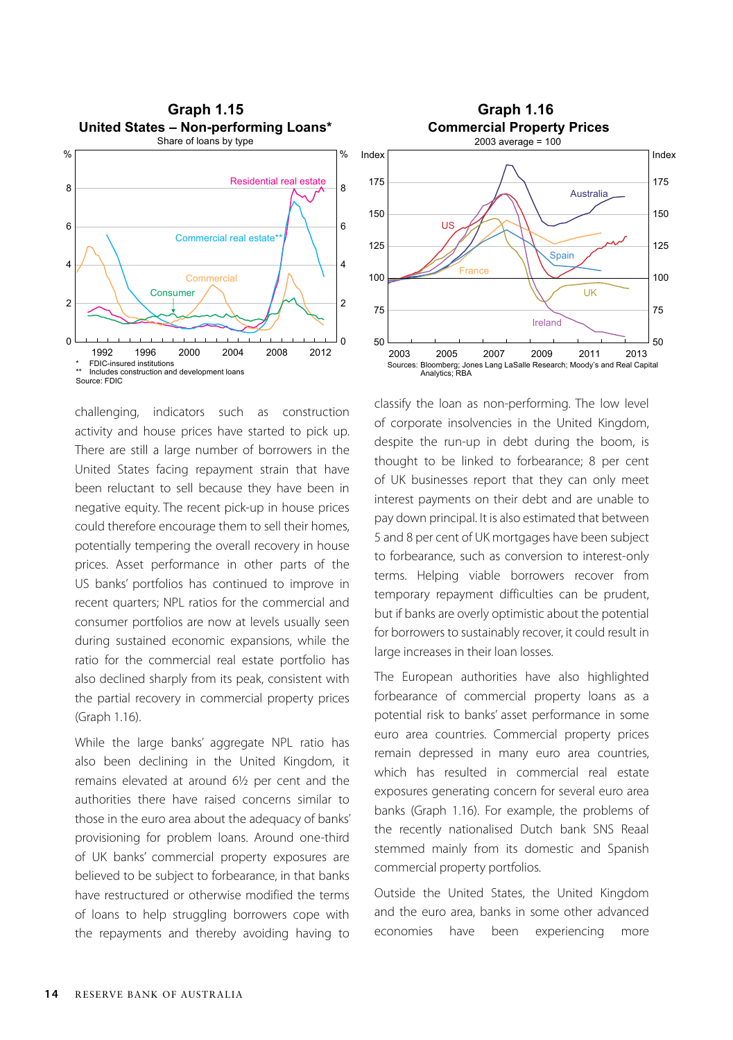### Graph 1.15
**United States – Non-performing Loans***
Share of loans by type

\* FDIC-insured institutions
\*\* Includes construction and development loans
Source: FDIC

### Graph 1.16
**Commercial Property Prices**
2003 average = 100

Sources: Bloomberg; Jones Lang LaSalle Research; Moody's and Real Capital Analytics; RBA

challenging, indicators such as construction activity and house prices have started to pick up. There are still a large number of borrowers in the United States facing repayment strain that have been reluctant to sell because they have been in negative equity. The recent pick-up in house prices could therefore encourage them to sell their homes, potentially tempering the overall recovery in house prices. Asset performance in other parts of the US banks' portfolios has continued to improve in recent quarters; NPL ratios for the commercial and consumer portfolios are now at levels usually seen during sustained economic expansions, while the ratio for the commercial real estate portfolio has also declined sharply from its peak, consistent with the partial recovery in commercial property prices (Graph 1.16).

While the large banks' aggregate NPL ratio has also been declining in the United Kingdom, it remains elevated at around 6½ per cent and the authorities there have raised concerns similar to those in the euro area about the adequacy of banks' provisioning for problem loans. Around one-third of UK banks' commercial property exposures are believed to be subject to forbearance, in that banks have restructured or otherwise modified the terms of loans to help struggling borrowers cope with the repayments and thereby avoiding having to classify the loan as non-performing. The low level of corporate insolvencies in the United Kingdom, despite the run-up in debt during the boom, is thought to be linked to forbearance; 8 per cent of UK businesses report that they can only meet interest payments on their debt and are unable to pay down principal. It is also estimated that between 5 and 8 per cent of UK mortgages have been subject to forbearance, such as conversion to interest-only terms. Helping viable borrowers recover from temporary repayment difficulties can be prudent, but if banks are overly optimistic about the potential for borrowers to sustainably recover, it could result in large increases in their loan losses.

The European authorities have also highlighted forbearance of commercial property loans as a potential risk to banks' asset performance in some euro area countries. Commercial property prices remain depressed in many euro area countries, which has resulted in commercial real estate exposures generating concern for several euro area banks (Graph 1.16). For example, the problems of the recently nationalised Dutch bank SNS Reaal stemmed mainly from its domestic and Spanish commercial property portfolios.

Outside the United States, the United Kingdom and the euro area, banks in some other advanced economies have been experiencing more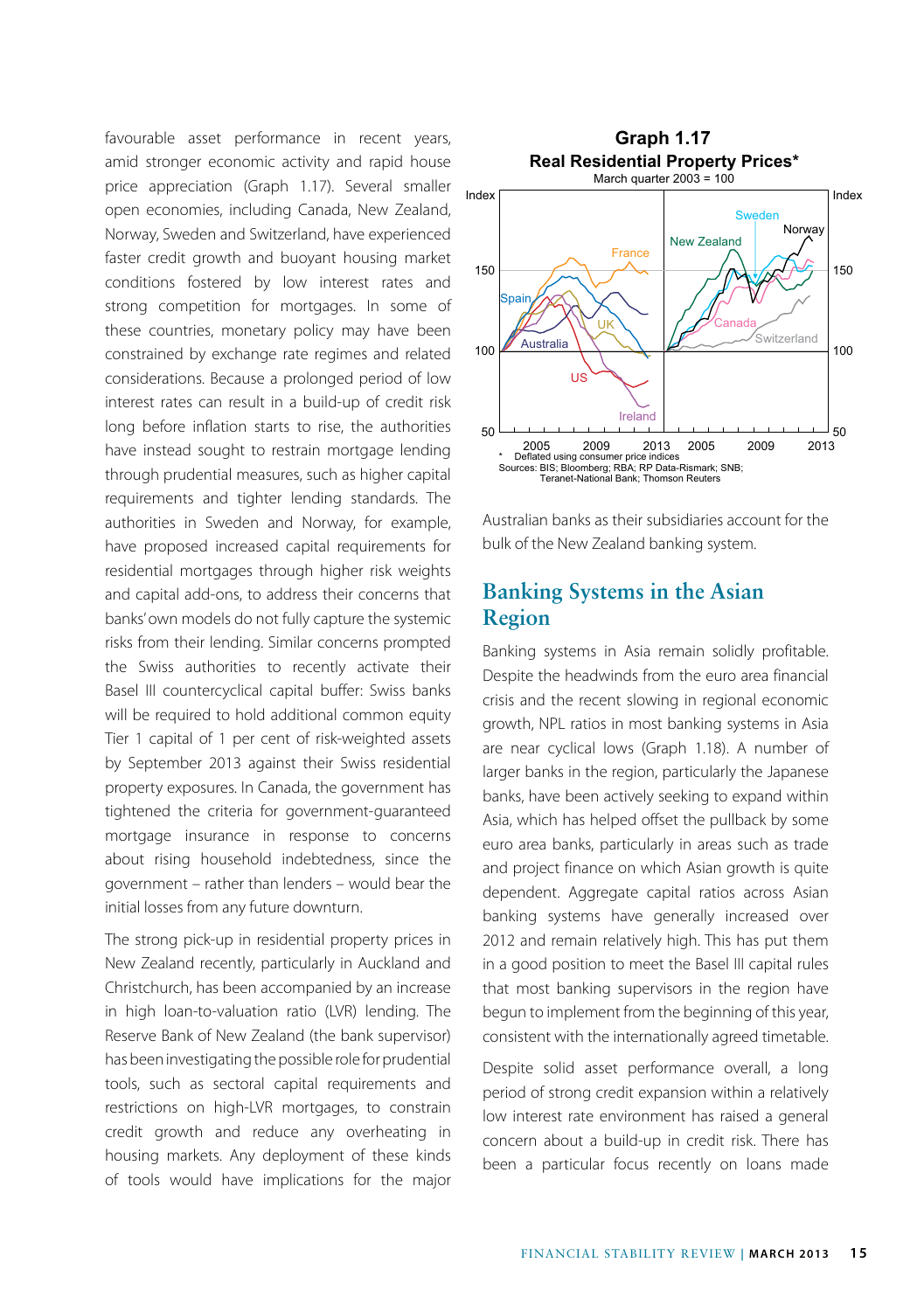favourable asset performance in recent years, amid stronger economic activity and rapid house price appreciation (Graph 1.17). Several smaller open economies, including Canada, New Zealand, Norway, Sweden and Switzerland, have experienced faster credit growth and buoyant housing market conditions fostered by low interest rates and strong competition for mortgages. In some of these countries, monetary policy may have been constrained by exchange rate regimes and related considerations. Because a prolonged period of low interest rates can result in a build-up of credit risk long before inflation starts to rise, the authorities have instead sought to restrain mortgage lending through prudential measures, such as higher capital requirements and tighter lending standards. The authorities in Sweden and Norway, for example, have proposed increased capital requirements for residential mortgages through higher risk weights and capital add-ons, to address their concerns that banks' own models do not fully capture the systemic risks from their lending. Similar concerns prompted the Swiss authorities to recently activate their Basel III countercyclical capital buffer: Swiss banks will be required to hold additional common equity Tier 1 capital of 1 per cent of risk-weighted assets by September 2013 against their Swiss residential property exposures. In Canada, the government has tightened the criteria for government-guaranteed mortgage insurance in response to concerns about rising household indebtedness, since the government – rather than lenders – would bear the initial losses from any future downturn.

The strong pick-up in residential property prices in New Zealand recently, particularly in Auckland and Christchurch, has been accompanied by an increase in high loan-to-valuation ratio (LVR) lending. The Reserve Bank of New Zealand (the bank supervisor) has been investigating the possible role for prudential tools, such as sectoral capital requirements and restrictions on high-LVR mortgages, to constrain credit growth and reduce any overheating in housing markets. Any deployment of these kinds of tools would have implications for the major

**Graph 1.17**
**Real Residential Property Prices***
March quarter 2003 = 100

\* Deflated using consumer price indices
Sources: BIS; Bloomberg; RBA; RP Data-Rismark; SNB; Teranet-National Bank; Thomson Reuters

Australian banks as their subsidiaries account for the bulk of the New Zealand banking system.

## Banking Systems in the Asian Region

Banking systems in Asia remain solidly profitable. Despite the headwinds from the euro area financial crisis and the recent slowing in regional economic growth, NPL ratios in most banking systems in Asia are near cyclical lows (Graph 1.18). A number of larger banks in the region, particularly the Japanese banks, have been actively seeking to expand within Asia, which has helped offset the pullback by some euro area banks, particularly in areas such as trade and project finance on which Asian growth is quite dependent. Aggregate capital ratios across Asian banking systems have generally increased over 2012 and remain relatively high. This has put them in a good position to meet the Basel III capital rules that most banking supervisors in the region have begun to implement from the beginning of this year, consistent with the internationally agreed timetable.

Despite solid asset performance overall, a long period of strong credit expansion within a relatively low interest rate environment has raised a general concern about a build-up in credit risk. There has been a particular focus recently on loans made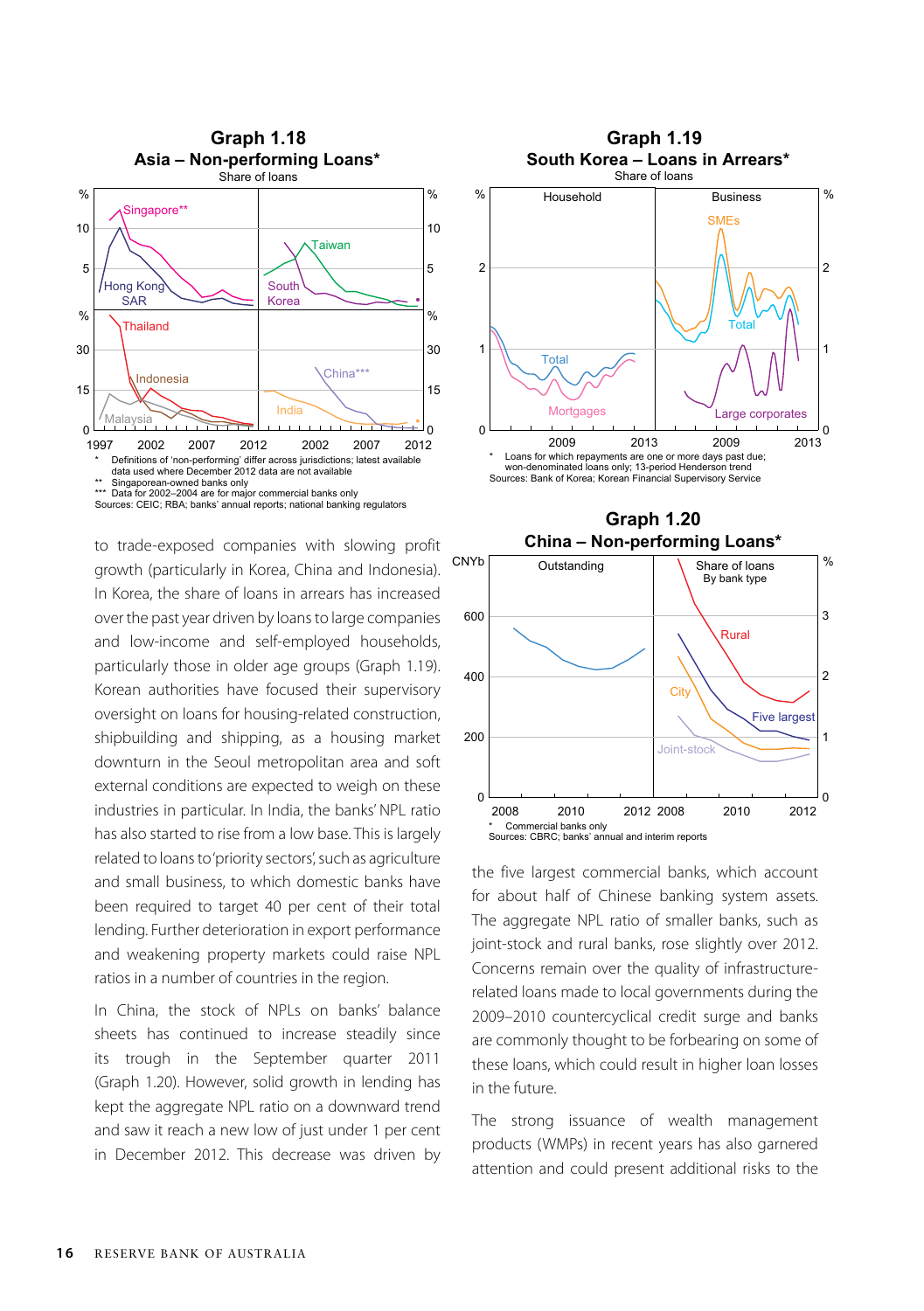**Graph 1.18**

**Asia – Non-performing Loans***

Share of loans

\* Definitions of 'non-performing' differ across jurisdictions; latest available data used where December 2012 data are not available

\*\* Singaporean-owned banks only

\*\*\* Data for 2002–2004 are for major commercial banks only

Sources: CEIC; RBA; banks' annual reports; national banking regulators

**Graph 1.19**

**South Korea – Loans in Arrears***

Share of loans

\* Loans for which repayments are one or more days past due; won-denominated loans only; 13-period Henderson trend

Sources: Bank of Korea; Korean Financial Supervisory Service

**Graph 1.20**

**China – Non-performing Loans***

\* Commercial banks only

Sources: CBRC; banks' annual and interim reports

to trade-exposed companies with slowing profit growth (particularly in Korea, China and Indonesia). In Korea, the share of loans in arrears has increased over the past year driven by loans to large companies and low-income and self-employed households, particularly those in older age groups (Graph 1.19). Korean authorities have focused their supervisory oversight on loans for housing-related construction, shipbuilding and shipping, as a housing market downturn in the Seoul metropolitan area and soft external conditions are expected to weigh on these industries in particular. In India, the banks' NPL ratio has also started to rise from a low base. This is largely related to loans to 'priority sectors', such as agriculture and small business, to which domestic banks have been required to target 40 per cent of their total lending. Further deterioration in export performance and weakening property markets could raise NPL ratios in a number of countries in the region.

In China, the stock of NPLs on banks' balance sheets has continued to increase steadily since its trough in the September quarter 2011 (Graph 1.20). However, solid growth in lending has kept the aggregate NPL ratio on a downward trend and saw it reach a new low of just under 1 per cent in December 2012. This decrease was driven by the five largest commercial banks, which account for about half of Chinese banking system assets. The aggregate NPL ratio of smaller banks, such as joint-stock and rural banks, rose slightly over 2012. Concerns remain over the quality of infrastructure-related loans made to local governments during the 2009–2010 countercyclical credit surge and banks are commonly thought to be forbearing on some of these loans, which could result in higher loan losses in the future.

The strong issuance of wealth management products (WMPs) in recent years has also garnered attention and could present additional risks to the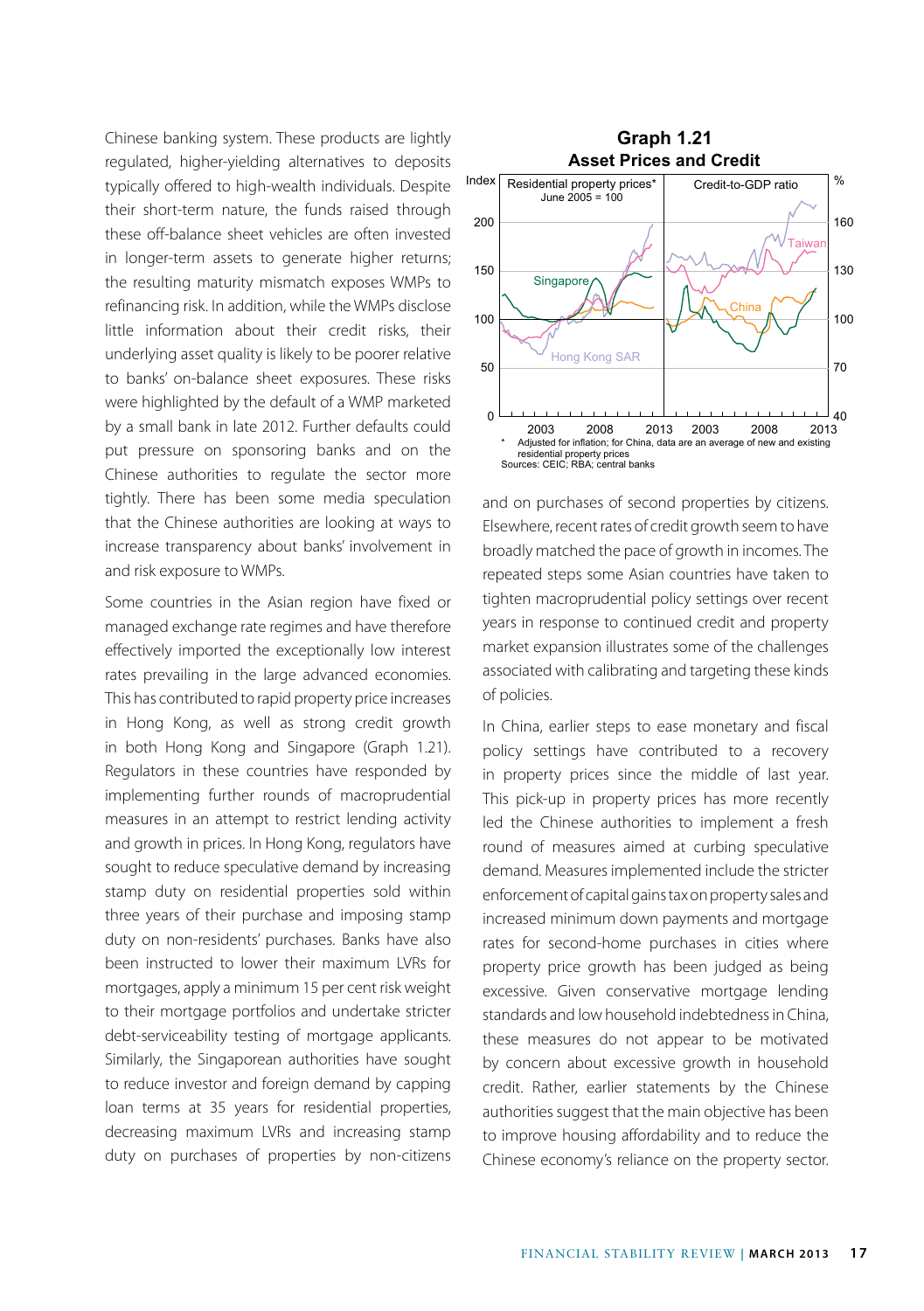Chinese banking system. These products are lightly regulated, higher-yielding alternatives to deposits typically offered to high-wealth individuals. Despite their short-term nature, the funds raised through these off-balance sheet vehicles are often invested in longer-term assets to generate higher returns; the resulting maturity mismatch exposes WMPs to refinancing risk. In addition, while the WMPs disclose little information about their credit risks, their underlying asset quality is likely to be poorer relative to banks' on-balance sheet exposures. These risks were highlighted by the default of a WMP marketed by a small bank in late 2012. Further defaults could put pressure on sponsoring banks and on the Chinese authorities to regulate the sector more tightly. There has been some media speculation that the Chinese authorities are looking at ways to increase transparency about banks' involvement in and risk exposure to WMPs.

Some countries in the Asian region have fixed or managed exchange rate regimes and have therefore effectively imported the exceptionally low interest rates prevailing in the large advanced economies. This has contributed to rapid property price increases in Hong Kong, as well as strong credit growth in both Hong Kong and Singapore (Graph 1.21). Regulators in these countries have responded by implementing further rounds of macroprudential measures in an attempt to restrict lending activity and growth in prices. In Hong Kong, regulators have sought to reduce speculative demand by increasing stamp duty on residential properties sold within three years of their purchase and imposing stamp duty on non-residents' purchases. Banks have also been instructed to lower their maximum LVRs for mortgages, apply a minimum 15 per cent risk weight to their mortgage portfolios and undertake stricter debt-serviceability testing of mortgage applicants. Similarly, the Singaporean authorities have sought to reduce investor and foreign demand by capping loan terms at 35 years for residential properties, decreasing maximum LVRs and increasing stamp duty on purchases of properties by non-citizens

**Graph 1.21**
**Asset Prices and Credit**

Residential property prices* (June 2005 = 100, Index) — Singapore, Hong Kong SAR; Credit-to-GDP ratio (%) — Taiwan, China

\* Adjusted for inflation; for China, data are an average of new and existing residential property prices
Sources: CEIC; RBA; central banks

and on purchases of second properties by citizens. Elsewhere, recent rates of credit growth seem to have broadly matched the pace of growth in incomes. The repeated steps some Asian countries have taken to tighten macroprudential policy settings over recent years in response to continued credit and property market expansion illustrates some of the challenges associated with calibrating and targeting these kinds of policies.

In China, earlier steps to ease monetary and fiscal policy settings have contributed to a recovery in property prices since the middle of last year. This pick-up in property prices has more recently led the Chinese authorities to implement a fresh round of measures aimed at curbing speculative demand. Measures implemented include the stricter enforcement of capital gains tax on property sales and increased minimum down payments and mortgage rates for second-home purchases in cities where property price growth has been judged as being excessive. Given conservative mortgage lending standards and low household indebtedness in China, these measures do not appear to be motivated by concern about excessive growth in household credit. Rather, earlier statements by the Chinese authorities suggest that the main objective has been to improve housing affordability and to reduce the Chinese economy's reliance on the property sector.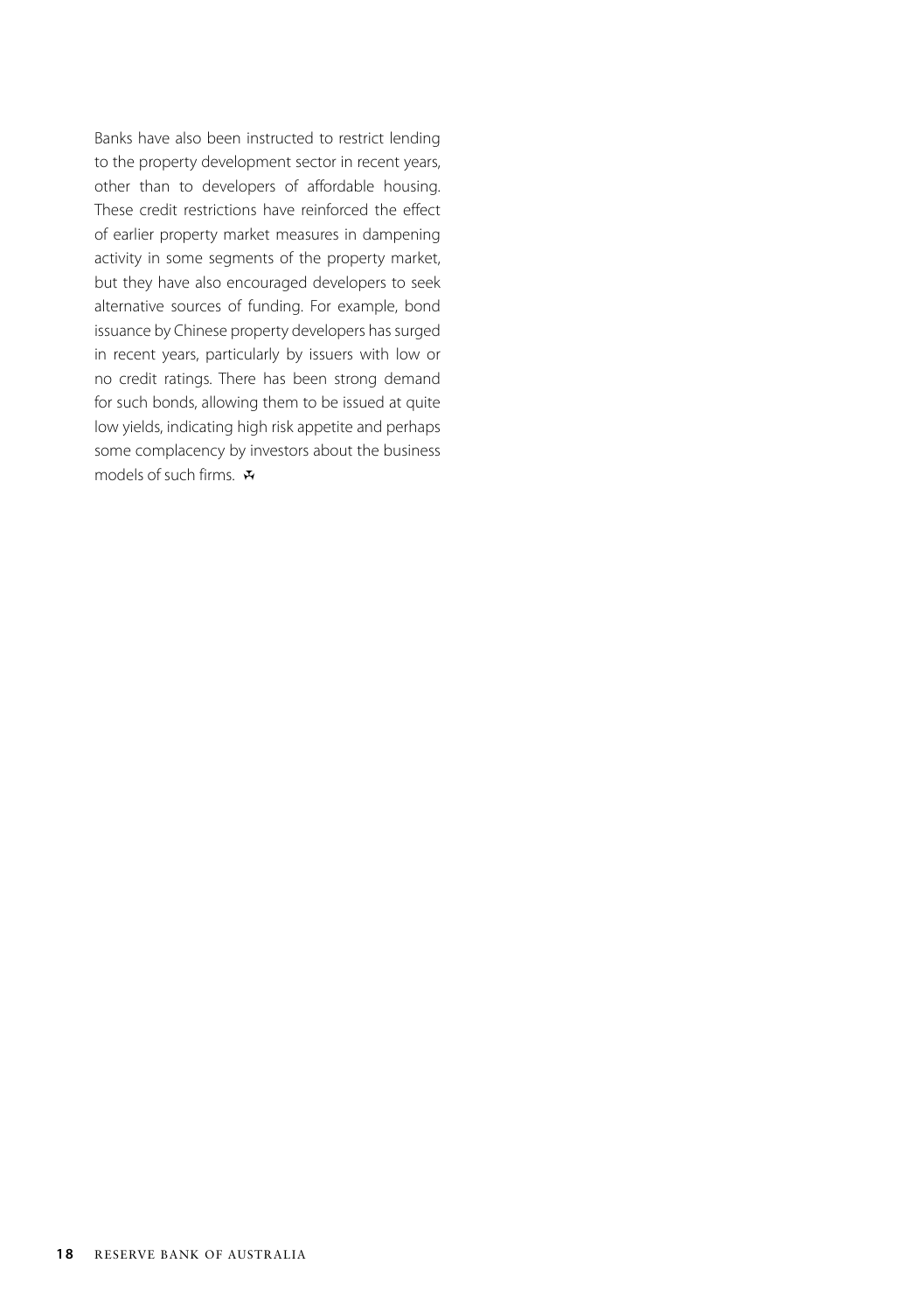Banks have also been instructed to restrict lending to the property development sector in recent years, other than to developers of affordable housing. These credit restrictions have reinforced the effect of earlier property market measures in dampening activity in some segments of the property market, but they have also encouraged developers to seek alternative sources of funding. For example, bond issuance by Chinese property developers has surged in recent years, particularly by issuers with low or no credit ratings. There has been strong demand for such bonds, allowing them to be issued at quite low yields, indicating high risk appetite and perhaps some complacency by investors about the business models of such firms.